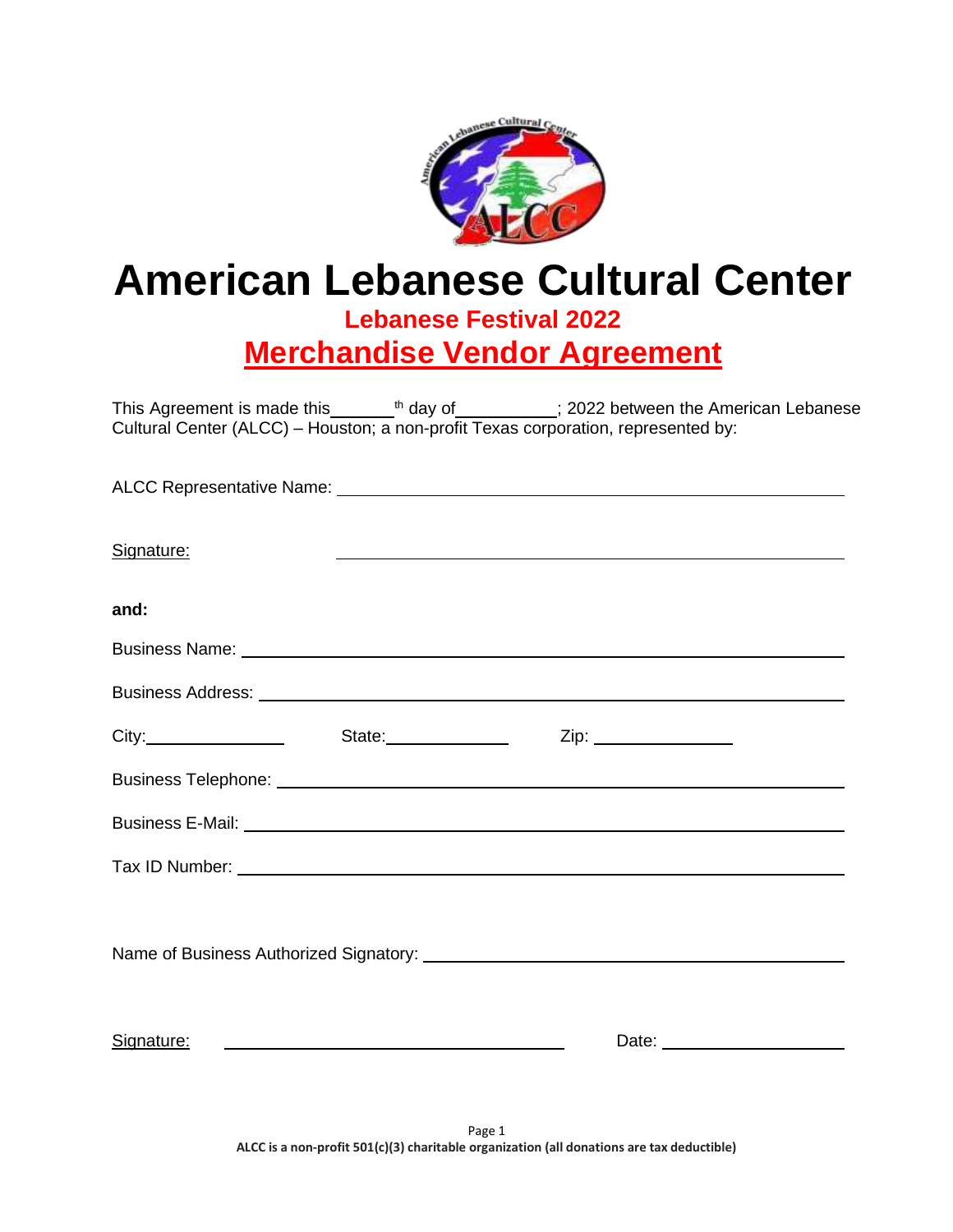# American Lebanese Cultural Center

## Lebanese Festival 2022

## Merchandise Vendor Agreement

This Agreement is made this______ th day of__________; 2022 between the American Lebanese Cultural Center (ALCC) – Houston; a non-profit Texas corporation, represented by:

ALCC Representative Name: ________________________________________________

Signature: ________________________________________________

**and:**

Business Name: ________________________________________________

Business Address: ________________________________________________

City:_______________ State:_____________ Zip: _______________

Business Telephone: ________________________________________________

Business E-Mail: ________________________________________________

Tax ID Number: ________________________________________________

Name of Business Authorized Signatory: ________________________________________

Signature: ________________________________ Date: ____________________

**ALCC is a non-profit 501(c)(3) charitable organization (all donations are tax deductible)**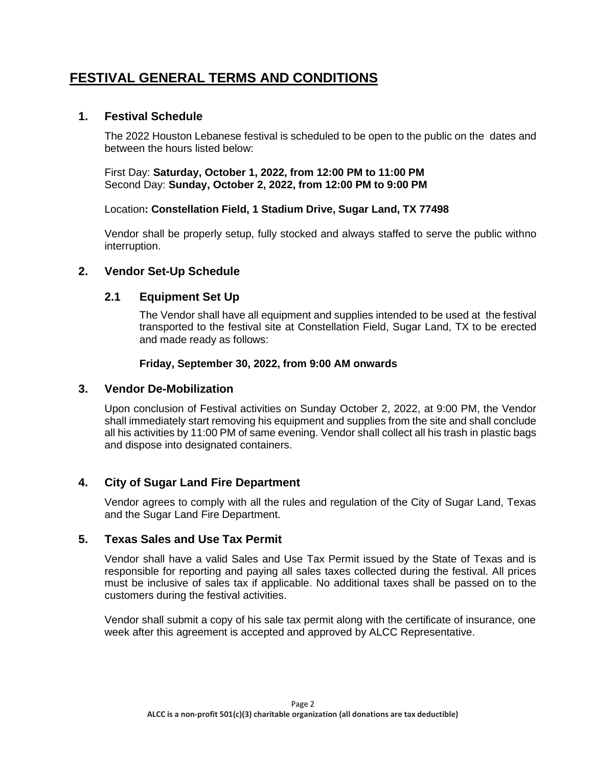# FESTIVAL GENERAL TERMS AND CONDITIONS

## 1. Festival Schedule

The 2022 Houston Lebanese festival is scheduled to be open to the public on the dates and between the hours listed below:

First Day: **Saturday, October 1, 2022, from 12:00 PM to 11:00 PM**
Second Day: **Sunday, October 2, 2022, from 12:00 PM to 9:00 PM**

Location**: Constellation Field, 1 Stadium Drive, Sugar Land, TX 77498**

Vendor shall be properly setup, fully stocked and always staffed to serve the public withno interruption.

## 2. Vendor Set-Up Schedule

### 2.1 Equipment Set Up

The Vendor shall have all equipment and supplies intended to be used at the festival transported to the festival site at Constellation Field, Sugar Land, TX to be erected and made ready as follows:

**Friday, September 30, 2022, from 9:00 AM onwards**

## 3. Vendor De-Mobilization

Upon conclusion of Festival activities on Sunday October 2, 2022, at 9:00 PM, the Vendor shall immediately start removing his equipment and supplies from the site and shall conclude all his activities by 11:00 PM of same evening. Vendor shall collect all his trash in plastic bags and dispose into designated containers.

## 4. City of Sugar Land Fire Department

Vendor agrees to comply with all the rules and regulation of the City of Sugar Land, Texas and the Sugar Land Fire Department.

## 5. Texas Sales and Use Tax Permit

Vendor shall have a valid Sales and Use Tax Permit issued by the State of Texas and is responsible for reporting and paying all sales taxes collected during the festival. All prices must be inclusive of sales tax if applicable. No additional taxes shall be passed on to the customers during the festival activities.

Vendor shall submit a copy of his sale tax permit along with the certificate of insurance, one week after this agreement is accepted and approved by ALCC Representative.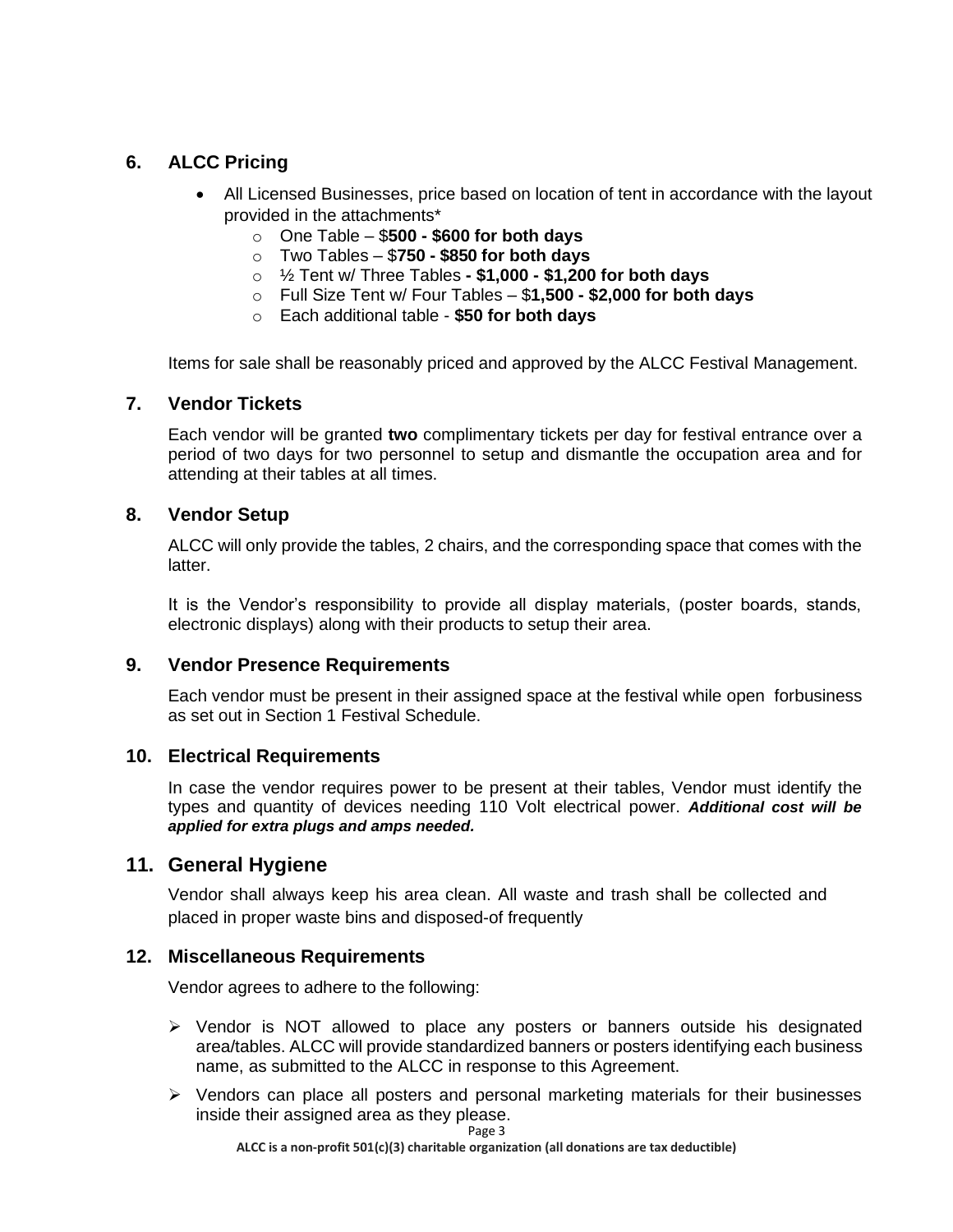## 6. ALCC Pricing

- All Licensed Businesses, price based on location of tent in accordance with the layout provided in the attachments*
  - One Table – $**500 - $600 for both days**
  - Two Tables – $**750 - $850 for both days**
  - ½ Tent w/ Three Tables **- $1,000 - $1,200 for both days**
  - Full Size Tent w/ Four Tables – $**1,500 - $2,000 for both days**
  - Each additional table - **$50 for both days**

Items for sale shall be reasonably priced and approved by the ALCC Festival Management.

## 7. Vendor Tickets

Each vendor will be granted **two** complimentary tickets per day for festival entrance over a period of two days for two personnel to setup and dismantle the occupation area and for attending at their tables at all times.

## 8. Vendor Setup

ALCC will only provide the tables, 2 chairs, and the corresponding space that comes with the latter.

It is the Vendor's responsibility to provide all display materials, (poster boards, stands, electronic displays) along with their products to setup their area.

## 9. Vendor Presence Requirements

Each vendor must be present in their assigned space at the festival while open forbusiness as set out in Section 1 Festival Schedule.

## 10. Electrical Requirements

In case the vendor requires power to be present at their tables, Vendor must identify the types and quantity of devices needing 110 Volt electrical power. ***Additional cost will be applied for extra plugs and amps needed.***

## 11. General Hygiene

Vendor shall always keep his area clean. All waste and trash shall be collected and placed in proper waste bins and disposed-of frequently

## 12. Miscellaneous Requirements

Vendor agrees to adhere to the following:

- Vendor is NOT allowed to place any posters or banners outside his designated area/tables. ALCC will provide standardized banners or posters identifying each business name, as submitted to the ALCC in response to this Agreement.
- Vendors can place all posters and personal marketing materials for their businesses inside their assigned area as they please.

**ALCC is a non-profit 501(c)(3) charitable organization (all donations are tax deductible)**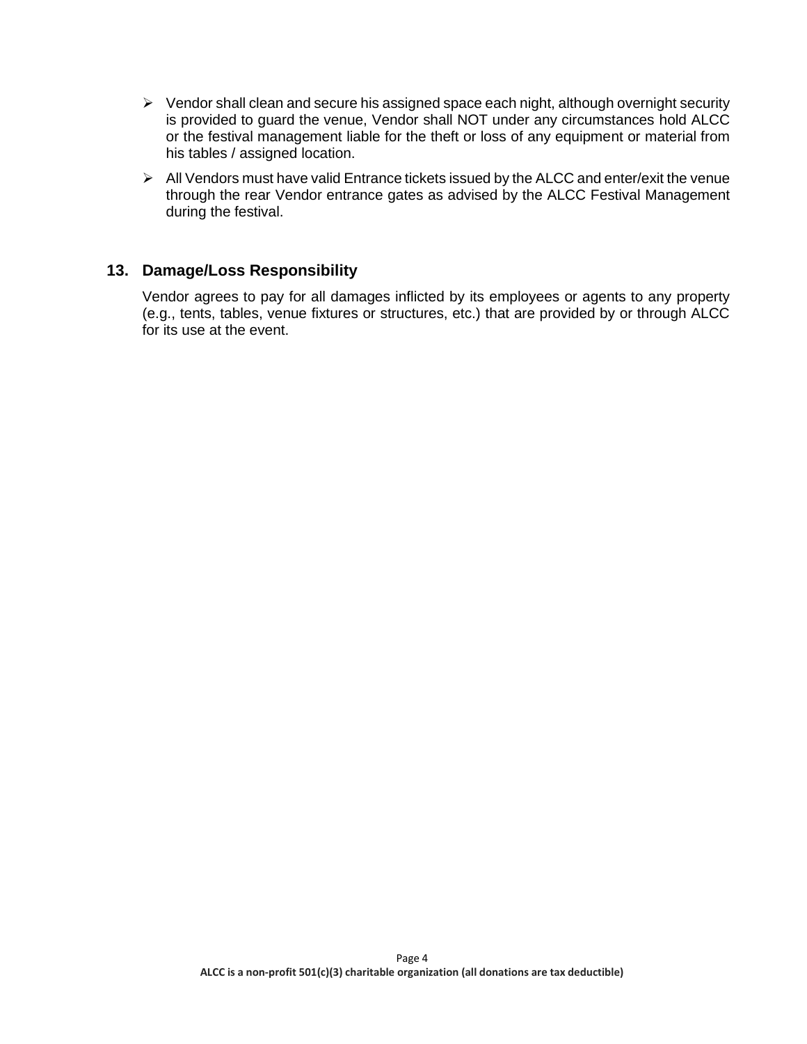- Vendor shall clean and secure his assigned space each night, although overnight security is provided to guard the venue, Vendor shall NOT under any circumstances hold ALCC or the festival management liable for the theft or loss of any equipment or material from his tables / assigned location.
- All Vendors must have valid Entrance tickets issued by the ALCC and enter/exit the venue through the rear Vendor entrance gates as advised by the ALCC Festival Management during the festival.

## 13. Damage/Loss Responsibility

Vendor agrees to pay for all damages inflicted by its employees or agents to any property (e.g., tents, tables, venue fixtures or structures, etc.) that are provided by or through ALCC for its use at the event.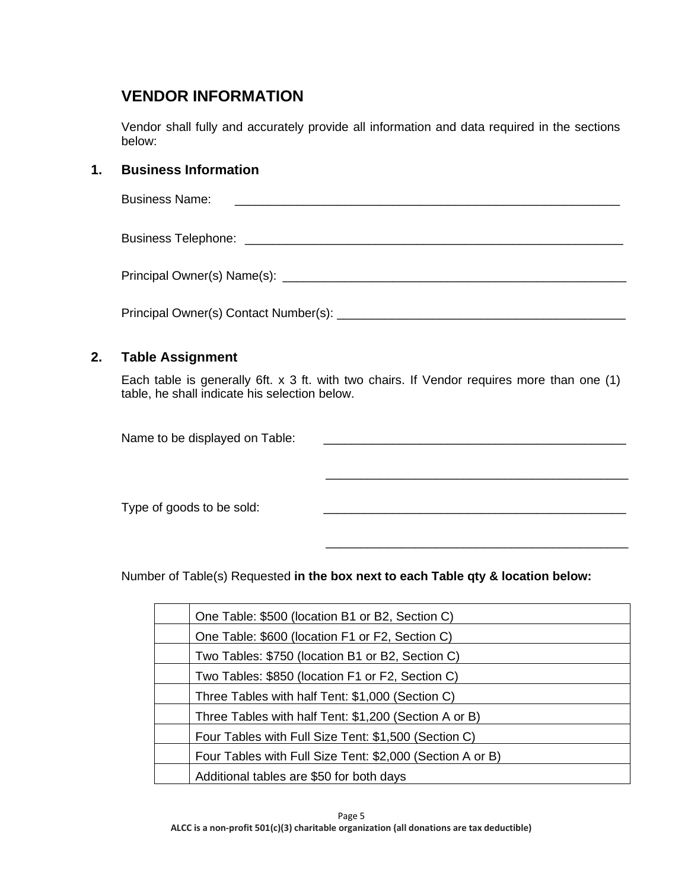## VENDOR INFORMATION

Vendor shall fully and accurately provide all information and data required in the sections below:

### 1. Business Information

Business Name: ____________________________________________________________

Business Telephone: ____________________________________________________________

Principal Owner(s) Name(s): ____________________________________________________________

Principal Owner(s) Contact Number(s): ____________________________________________

### 2. Table Assignment

Each table is generally 6ft. x 3 ft. with two chairs. If Vendor requires more than one (1) table, he shall indicate his selection below.

Name to be displayed on Table: ______________________________________________

______________________________________________

Type of goods to be sold: ______________________________________________

______________________________________________

Number of Table(s) Requested **in the box next to each Table qty & location below:**

| | |
|---|---|
| | One Table: $500 (location B1 or B2, Section C) |
| | One Table: $600 (location F1 or F2, Section C) |
| | Two Tables: $750 (location B1 or B2, Section C) |
| | Two Tables: $850 (location F1 or F2, Section C) |
| | Three Tables with half Tent: $1,000 (Section C) |
| | Three Tables with half Tent: $1,200 (Section A or B) |
| | Four Tables with Full Size Tent: $1,500 (Section C) |
| | Four Tables with Full Size Tent: $2,000 (Section A or B) |
| | Additional tables are $50 for both days |

ALCC is a non-profit 501(c)(3) charitable organization (all donations are tax deductible)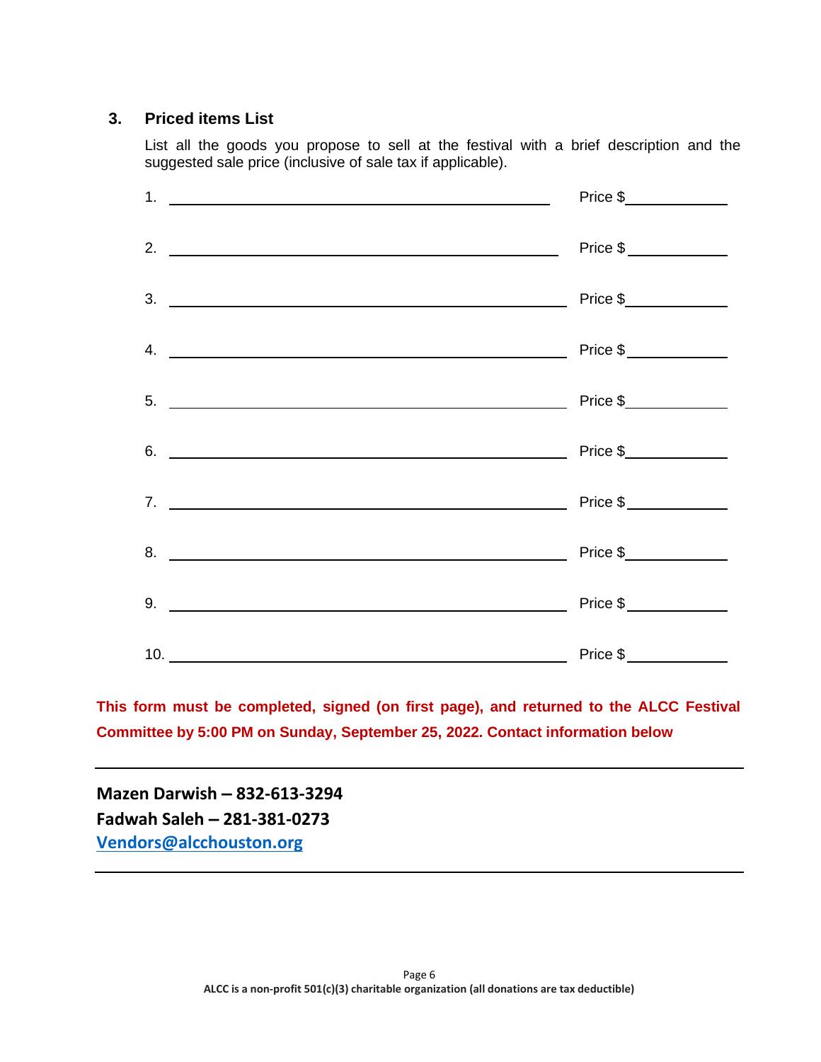### 3. Priced items List

List all the goods you propose to sell at the festival with a brief description and the suggested sale price (inclusive of sale tax if applicable).

1. ________________________________________ Price $__________
2. ________________________________________ Price $__________
3. ________________________________________ Price $__________
4. ________________________________________ Price $__________
5. ________________________________________ Price $__________
6. ________________________________________ Price $__________
7. ________________________________________ Price $__________
8. ________________________________________ Price $__________
9. ________________________________________ Price $__________
10. ________________________________________ Price $__________

**This form must be completed, signed (on first page), and returned to the ALCC Festival Committee by 5:00 PM on Sunday, September 25, 2022. Contact information below**

---

**Mazen Darwish – 832-613-3294**
**Fadwah Saleh – 281-381-0273**
**Vendors@alcchouston.org**

---

**ALCC is a non-profit 501(c)(3) charitable organization (all donations are tax deductible)**